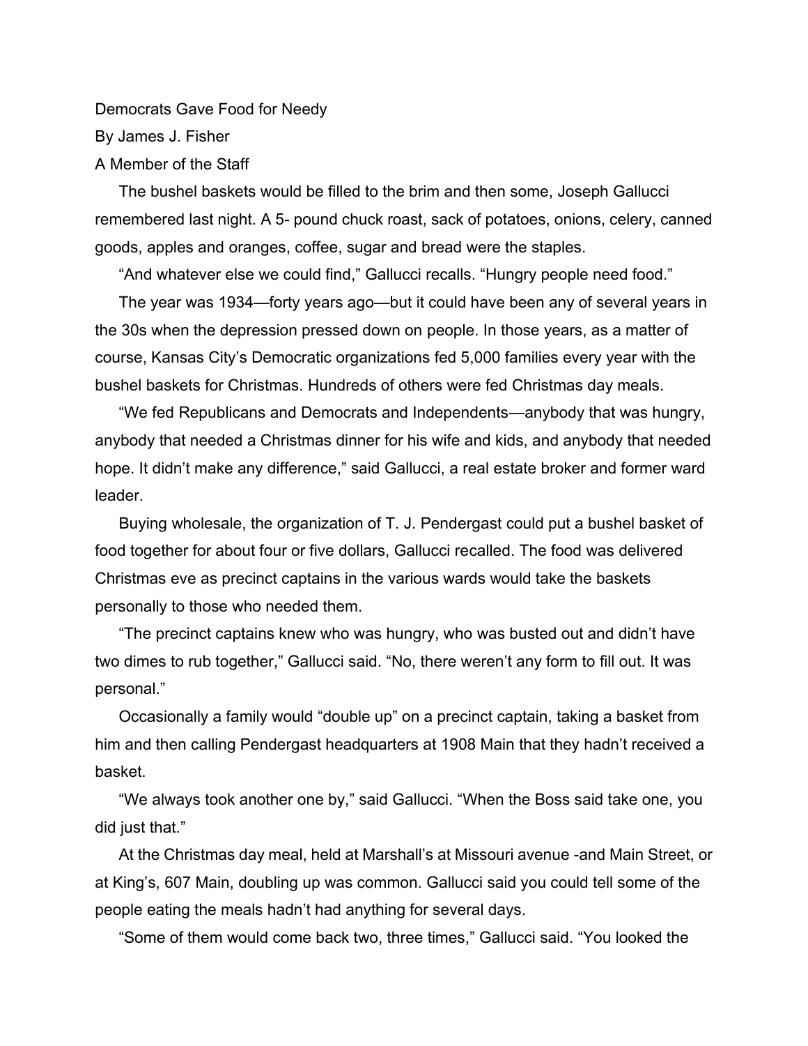# Democrats Gave Food for Needy

By James J. Fisher

A Member of the Staff

The bushel baskets would be filled to the brim and then some, Joseph Gallucci remembered last night. A 5- pound chuck roast, sack of potatoes, onions, celery, canned goods, apples and oranges, coffee, sugar and bread were the staples.

"And whatever else we could find," Gallucci recalls. "Hungry people need food."

The year was 1934—forty years ago—but it could have been any of several years in the 30s when the depression pressed down on people. In those years, as a matter of course, Kansas City's Democratic organizations fed 5,000 families every year with the bushel baskets for Christmas. Hundreds of others were fed Christmas day meals.

"We fed Republicans and Democrats and Independents—anybody that was hungry, anybody that needed a Christmas dinner for his wife and kids, and anybody that needed hope. It didn't make any difference," said Gallucci, a real estate broker and former ward leader.

Buying wholesale, the organization of T. J. Pendergast could put a bushel basket of food together for about four or five dollars, Gallucci recalled. The food was delivered Christmas eve as precinct captains in the various wards would take the baskets personally to those who needed them.

"The precinct captains knew who was hungry, who was busted out and didn't have two dimes to rub together," Gallucci said. "No, there weren't any form to fill out. It was personal."

Occasionally a family would "double up" on a precinct captain, taking a basket from him and then calling Pendergast headquarters at 1908 Main that they hadn't received a basket.

"We always took another one by," said Gallucci. "When the Boss said take one, you did just that."

At the Christmas day meal, held at Marshall's at Missouri avenue -and Main Street, or at King's, 607 Main, doubling up was common. Gallucci said you could tell some of the people eating the meals hadn't had anything for several days.

"Some of them would come back two, three times," Gallucci said. "You looked the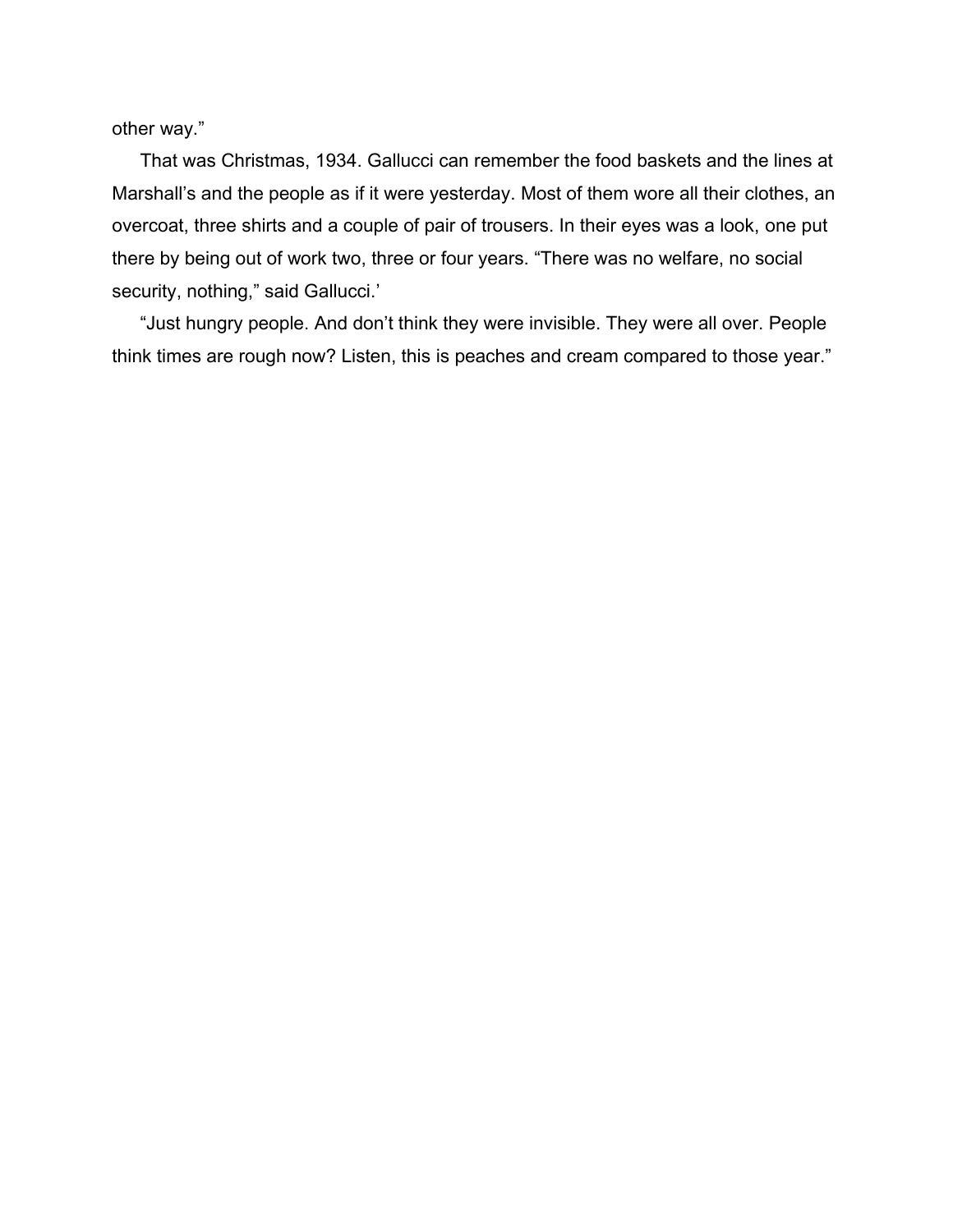other way."

That was Christmas, 1934. Gallucci can remember the food baskets and the lines at Marshall's and the people as if it were yesterday. Most of them wore all their clothes, an overcoat, three shirts and a couple of pair of trousers. In their eyes was a look, one put there by being out of work two, three or four years. "There was no welfare, no social security, nothing," said Gallucci.'

"Just hungry people. And don't think they were invisible. They were all over. People think times are rough now? Listen, this is peaches and cream compared to those year."